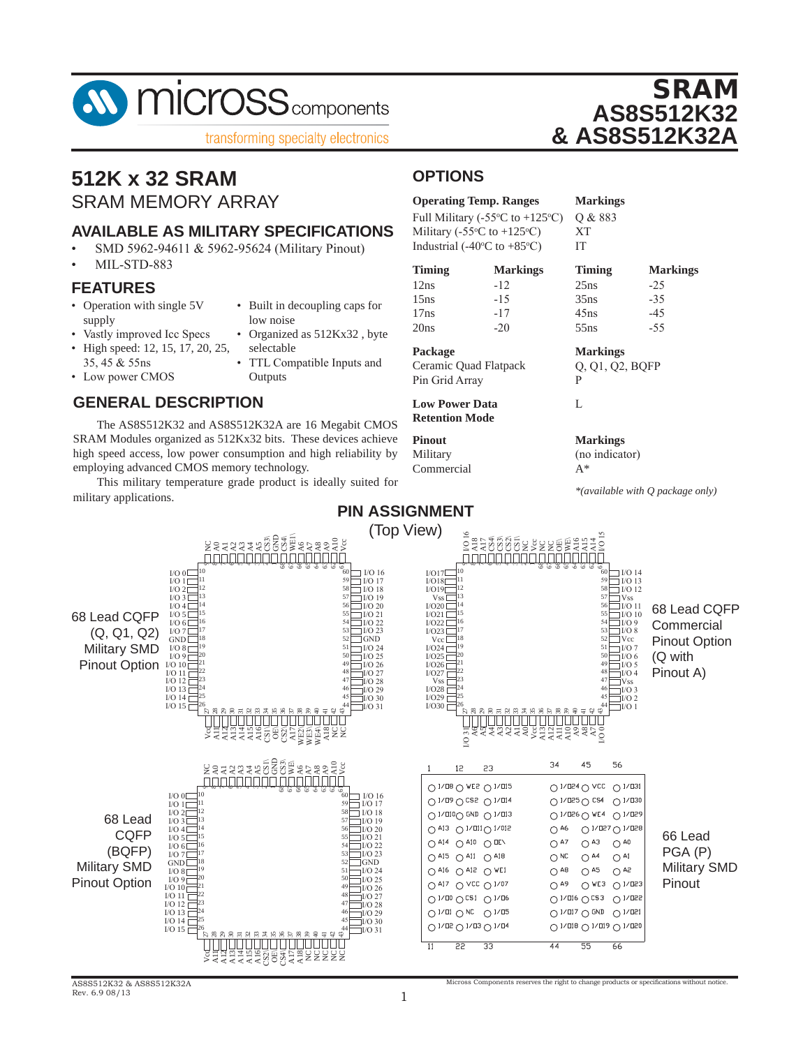# SRAM
# AS8S512K32 & AS8S512K32A

## 512K x 32 SRAM
### SRAM MEMORY ARRAY

## AVAILABLE AS MILITARY SPECIFICATIONS

- SMD 5962-94611 & 5962-95624 (Military Pinout)
- MIL-STD-883

## FEATURES

- Operation with single 5V supply
- Vastly improved Icc Specs
- High speed: 12, 15, 17, 20, 25, 35, 45 & 55ns
- Low power CMOS
- Built in decoupling caps for low noise
- Organized as 512Kx32 , byte selectable
- TTL Compatible Inputs and Outputs

## GENERAL DESCRIPTION

The AS8S512K32 and AS8S512K32A are 16 Megabit CMOS SRAM Modules organized as 512Kx32 bits. These devices achieve high speed access, low power consumption and high reliability by employing advanced CMOS memory technology.

This military temperature grade product is ideally suited for military applications.

## OPTIONS

| Operating Temp. Ranges | Markings |
|---|---|
| Full Military (-55°C to +125°C) | Q & 883 |
| Military (-55°C to +125°C) | XT |
| Industrial (-40°C to +85°C) | IT |

| Timing | Markings | Timing | Markings |
|---|---|---|---|
| 12ns | -12 | 25ns | -25 |
| 15ns | -15 | 35ns | -35 |
| 17ns | -17 | 45ns | -45 |
| 20ns | -20 | 55ns | -55 |

| Package | Markings |
|---|---|
| Ceramic Quad Flatpack | Q, Q1, Q2, BQFP |
| Pin Grid Array | P |

| | |
|---|---|
| **Low Power Data Retention Mode** | L |

| Pinout | Markings |
|---|---|
| Military | (no indicator) |
| Commercial | A* |

*(available with Q package only)*

## PIN ASSIGNMENT
(Top View)

68 Lead CQFP (Q, Q1, Q2) Military SMD Pinout Option

68 Lead CQFP Commercial Pinout Option (Q with Pinout A)

68 Lead CQFP (BQFP) Military SMD Pinout Option

66 Lead PGA (P) Military SMD Pinout

| 1 | 12 | 23 | 34 | 45 | 56 |
|---|---|---|---|---|---|
| I/O8 | WE2 | I/O15 | I/O24 | VCC | I/O31 |
| I/O9 | CS2 | I/O14 | I/O25 | CS4 | I/O30 |
| I/O10 | GND | I/O13 | I/O26 | WE4 | I/O29 |
| A13 | I/O11 | I/O12 | A6 | I/O27 | I/O28 |
| A14 | A10 | OE\ | A7 | A3 | A0 |
| A15 | A11 | A18 | NC | A4 | A1 |
| A16 | A12 | WE1 | A8 | A5 | A2 |
| A17 | VCC | I/O7 | A9 | WE3 | I/O23 |
| I/O0 | CS1 | I/O6 | I/O16 | CS3 | I/O22 |
| I/O1 | NC | I/O5 | I/O17 | GND | I/O21 |
| I/O2 | I/O3 | I/O4 | I/O18 | I/O19 | I/O20 |
| 11 | 22 | 33 | 44 | 55 | 66 |

AS8S512K32 & AS8S512K32A
Rev. 6.9 08/13

Micross Components reserves the right to change products or specifications without notice.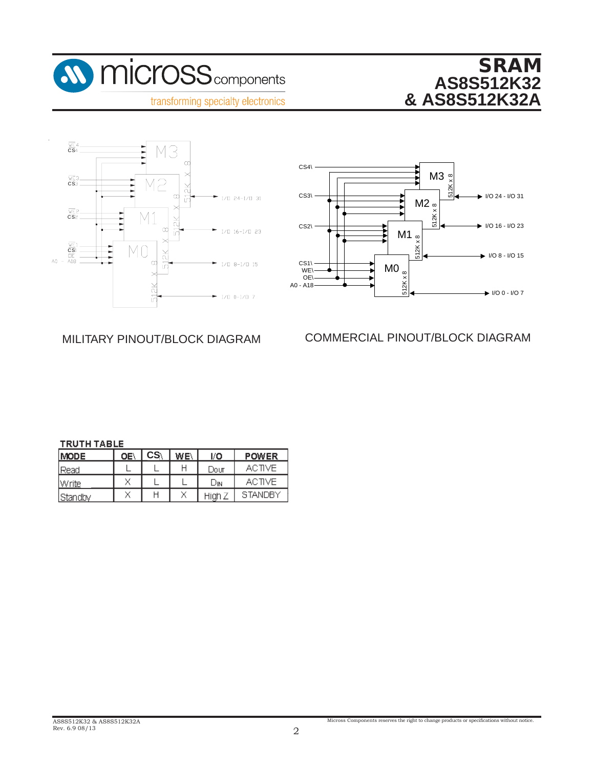MILITARY PINOUT/BLOCK DIAGRAM

COMMERCIAL PINOUT/BLOCK DIAGRAM

**TRUTH TABLE**

| MODE | OE\ | CS\ | WE\ | I/O | POWER |
|---|---|---|---|---|---|
| Read | L | L | H | $D_{OUT}$ | ACTIVE |
| Write | X | L | L | $D_{IN}$ | ACTIVE |
| Standby | X | H | X | High Z | STANDBY |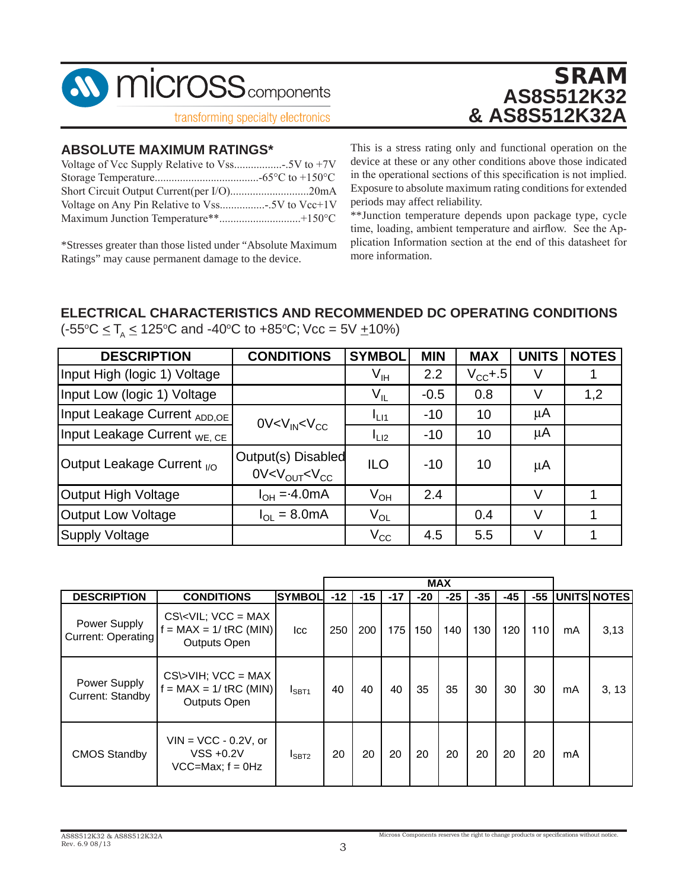## ABSOLUTE MAXIMUM RATINGS*

Voltage of Vcc Supply Relative to Vss.................-.5V to +7V
Storage Temperature.....................................-65°C to +150°C
Short Circuit Output Current(per I/O)............................20mA
Voltage on Any Pin Relative to Vss................-.5V to Vcc+1V
Maximum Junction Temperature**.............................+150°C

*Stresses greater than those listed under "Absolute Maximum Ratings" may cause permanent damage to the device.

This is a stress rating only and functional operation on the device at these or any other conditions above those indicated in the operational sections of this specification is not implied. Exposure to absolute maximum rating conditions for extended periods may affect reliability.

**Junction temperature depends upon package type, cycle time, loading, ambient temperature and airflow. See the Application Information section at the end of this datasheet for more information.

## ELECTRICAL CHARACTERISTICS AND RECOMMENDED DC OPERATING CONDITIONS

(-55°C $\leq T_A \leq$ 125°C and -40°C to +85°C; Vcc = 5V ±10%)

| DESCRIPTION | CONDITIONS | SYMBOL | MIN | MAX | UNITS | NOTES |
|---|---|---|---|---|---|---|
| Input High (logic 1) Voltage | | $V_{IH}$ | 2.2 | $V_{CC}$+.5 | V | 1 |
| Input Low (logic 1) Voltage | | $V_{IL}$ | -0.5 | 0.8 | V | 1,2 |
| Input Leakage Current $_{ADD,OE}$ | $0V<V_{IN}<V_{CC}$ | $I_{LI1}$ | -10 | 10 | µA | |
| Input Leakage Current $_{WE, CE}$ | | $I_{LI2}$ | -10 | 10 | µA | |
| Output Leakage Current $_{I/O}$ | Output(s) Disabled $0V<V_{OUT}<V_{CC}$ | ILO | -10 | 10 | µA | |
| Output High Voltage | $I_{OH}$ =-4.0mA | $V_{OH}$ | 2.4 | | V | 1 |
| Output Low Voltage | $I_{OL}$ = 8.0mA | $V_{OL}$ | | 0.4 | V | 1 |
| Supply Voltage | | $V_{CC}$ | 4.5 | 5.5 | V | 1 |

| | | | MAX | | | | | | | | | |
|---|---|---|---|---|---|---|---|---|---|---|---|---|
| DESCRIPTION | CONDITIONS | SYMBOL | -12 | -15 | -17 | -20 | -25 | -35 | -45 | -55 | UNITS | NOTES |
| Power Supply Current: Operating | CS\<VIL; VCC = MAX f = MAX = 1/ tRC (MIN) Outputs Open | Icc | 250 | 200 | 175 | 150 | 140 | 130 | 120 | 110 | mA | 3,13 |
| Power Supply Current: Standby | CS\>VIH; VCC = MAX f = MAX = 1/ tRC (MIN) Outputs Open | $I_{SBT1}$ | 40 | 40 | 40 | 35 | 35 | 30 | 30 | 30 | mA | 3, 13 |
| CMOS Standby | VIN = VCC - 0.2V, or VSS +0.2V VCC=Max; f = 0Hz | $I_{SBT2}$ | 20 | 20 | 20 | 20 | 20 | 20 | 20 | 20 | mA | |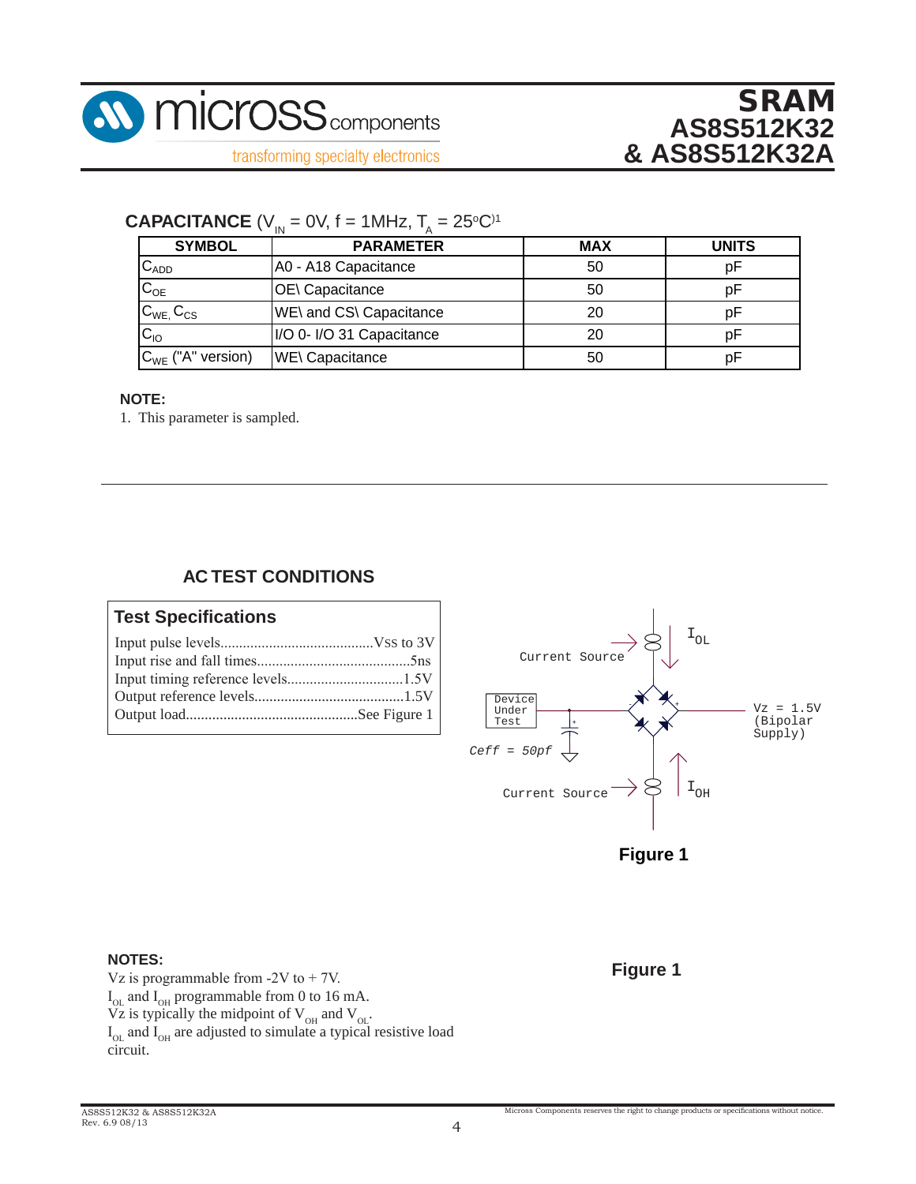## CAPACITANCE ($V_{IN}$ = 0V, f = 1MHz, $T_A$ = 25°C)[1]

| SYMBOL | PARAMETER | MAX | UNITS |
|---|---|---|---|
| $C_{ADD}$ | A0 - A18 Capacitance | 50 | pF |
| $C_{OE}$ | OE\ Capacitance | 50 | pF |
| $C_{WE}$, $C_{CS}$ | WE\ and CS\ Capacitance | 20 | pF |
| $C_{IO}$ | I/O 0- I/O 31 Capacitance | 20 | pF |
| $C_{WE}$ ("A" version) | WE\ Capacitance | 50 | pF |

**NOTE:**

1. This parameter is sampled.

## AC TEST CONDITIONS

### Test Specifications

- Input pulse levels.........................................Vss to 3V
- Input rise and fall times.........................................5ns
- Input timing reference levels...............................1.5V
- Output reference levels........................................1.5V
- Output load.............................................See Figure 1

Current Source $I_{OL}$

Device Under Test

Ceff = 50pf

Vz = 1.5V (Bipolar Supply)

Current Source $I_{OH}$

**Figure 1**

**NOTES:**

Vz is programmable from -2V to + 7V.
$I_{OL}$ and $I_{OH}$ programmable from 0 to 16 mA.
Vz is typically the midpoint of $V_{OH}$ and $V_{OL}$.
$I_{OL}$ and $I_{OH}$ are adjusted to simulate a typical resistive load circuit.

**Figure 1**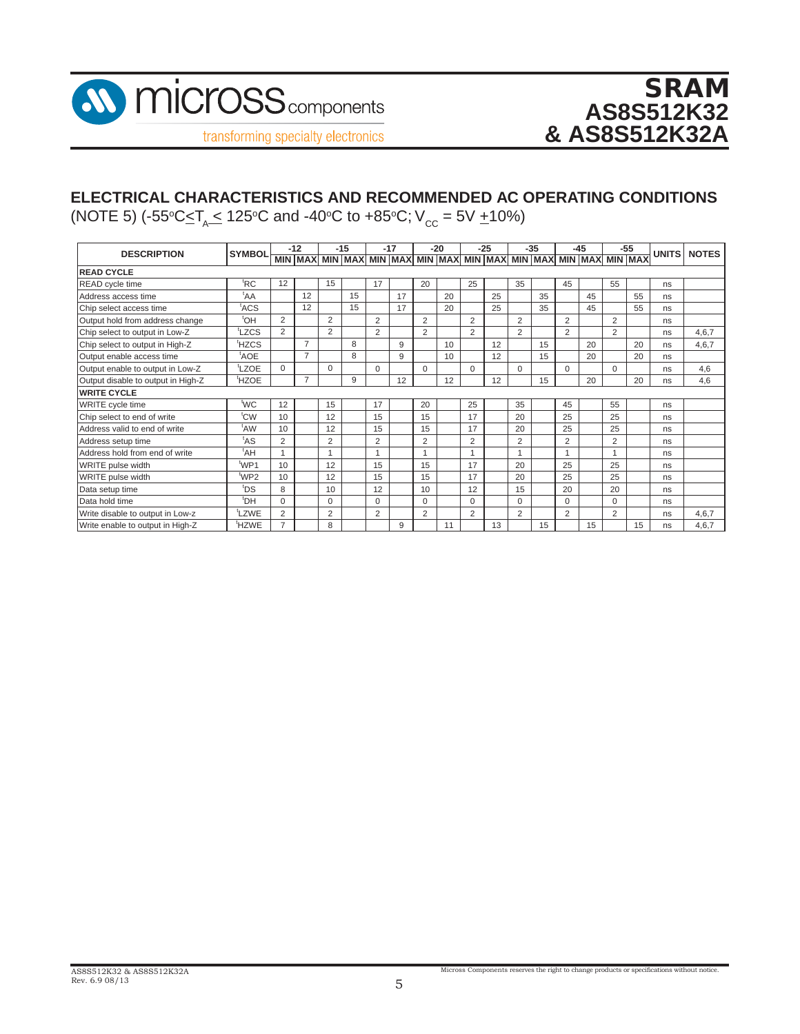## ELECTRICAL CHARACTERISTICS AND RECOMMENDED AC OPERATING CONDITIONS

(NOTE 5) (-55°C≤$T_A$≤ 125°C and -40°C to +85°C; $V_{CC}$ = 5V ±10%)

| DESCRIPTION | SYMBOL | -12 | | -15 | | -17 | | -20 | | -25 | | -35 | | -45 | | -55 | | UNITS | NOTES |
|---|---|---|---|---|---|---|---|---|---|---|---|---|---|---|---|---|---|---|---|
| | | MIN | MAX | MIN | MAX | MIN | MAX | MIN | MAX | MIN | MAX | MIN | MAX | MIN | MAX | MIN | MAX | | |
| **READ CYCLE** | | | | | | | | | | | | | | | | | | | |
| READ cycle time | $^t$RC | 12 | | 15 | | 17 | | 20 | | 25 | | 35 | | 45 | | 55 | | ns | |
| Address access time | $^t$AA | | 12 | | 15 | | 17 | | 20 | | 25 | | 35 | | 45 | | 55 | ns | |
| Chip select access time | $^t$ACS | | 12 | | 15 | | 17 | | 20 | | 25 | | 35 | | 45 | | 55 | ns | |
| Output hold from address change | $^t$OH | 2 | | 2 | | 2 | | 2 | | 2 | | 2 | | 2 | | 2 | | ns | |
| Chip select to output in Low-Z | $^t$LZCS | 2 | | 2 | | 2 | | 2 | | 2 | | 2 | | 2 | | 2 | | ns | 4,6,7 |
| Chip select to output in High-Z | $^t$HZCS | | 7 | | 8 | | 9 | | 10 | | 12 | | 15 | | 20 | | 20 | ns | 4,6,7 |
| Output enable access time | $^t$AOE | | 7 | | 8 | | 9 | | 10 | | 12 | | 15 | | 20 | | 20 | ns | |
| Output enable to output in Low-Z | $^t$LZOE | 0 | | 0 | | 0 | | 0 | | 0 | | 0 | | 0 | | 0 | | ns | 4,6 |
| Output disable to output in High-Z | $^t$HZOE | | 7 | | 9 | | 12 | | 12 | | 12 | | 15 | | 20 | | 20 | ns | 4,6 |
| **WRITE CYCLE** | | | | | | | | | | | | | | | | | | | |
| WRITE cycle time | $^t$WC | 12 | | 15 | | 17 | | 20 | | 25 | | 35 | | 45 | | 55 | | ns | |
| Chip select to end of write | $^t$CW | 10 | | 12 | | 15 | | 15 | | 17 | | 20 | | 25 | | 25 | | ns | |
| Address valid to end of write | $^t$AW | 10 | | 12 | | 15 | | 15 | | 17 | | 20 | | 25 | | 25 | | ns | |
| Address setup time | $^t$AS | 2 | | 2 | | 2 | | 2 | | 2 | | 2 | | 2 | | 2 | | ns | |
| Address hold from end of write | $^t$AH | 1 | | 1 | | 1 | | 1 | | 1 | | 1 | | 1 | | 1 | | ns | |
| WRITE pulse width | $^t$WP1 | 10 | | 12 | | 15 | | 15 | | 17 | | 20 | | 25 | | 25 | | ns | |
| WRITE pulse width | $^t$WP2 | 10 | | 12 | | 15 | | 15 | | 17 | | 20 | | 25 | | 25 | | ns | |
| Data setup time | $^t$DS | 8 | | 10 | | 12 | | 10 | | 12 | | 15 | | 20 | | 20 | | ns | |
| Data hold time | $^t$DH | 0 | | 0 | | 0 | | 0 | | 0 | | 0 | | 0 | | 0 | | ns | |
| Write disable to output in Low-z | $^t$LZWE | 2 | | 2 | | 2 | | 2 | | 2 | | 2 | | 2 | | 2 | | ns | 4,6,7 |
| Write enable to output in High-Z | $^t$HZWE | 7 | | 8 | | | 9 | | 11 | | 13 | | 15 | | 15 | | 15 | ns | 4,6,7 |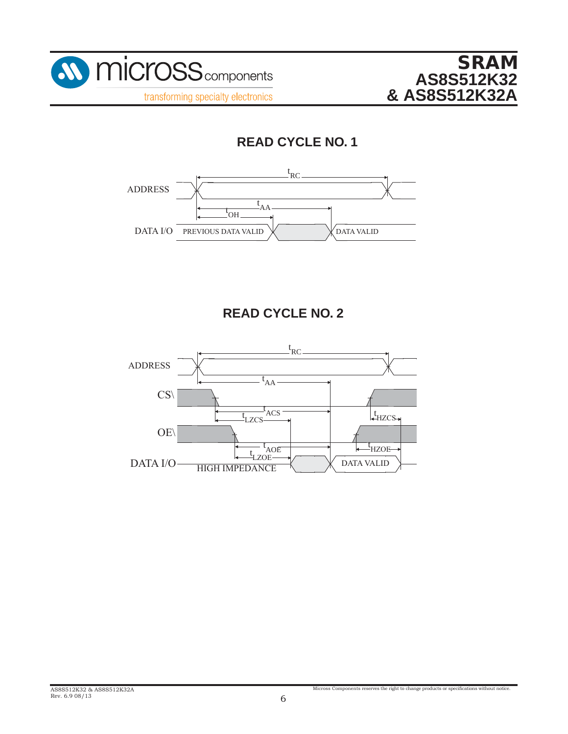## READ CYCLE NO. 1

ADDRESS

DATA I/O

$t_{RC}$

$t_{AA}$

$t_{OH}$

PREVIOUS DATA VALID

DATA VALID

## READ CYCLE NO. 2

ADDRESS

CS\

OE\

DATA I/O

$t_{RC}$

$t_{AA}$

$t_{ACS}$

$t_{LZCS}$

$t_{HZCS}$

$t_{AOE}$

$t_{LZOE}$

$t_{HZOE}$

HIGH IMPEDANCE

DATA VALID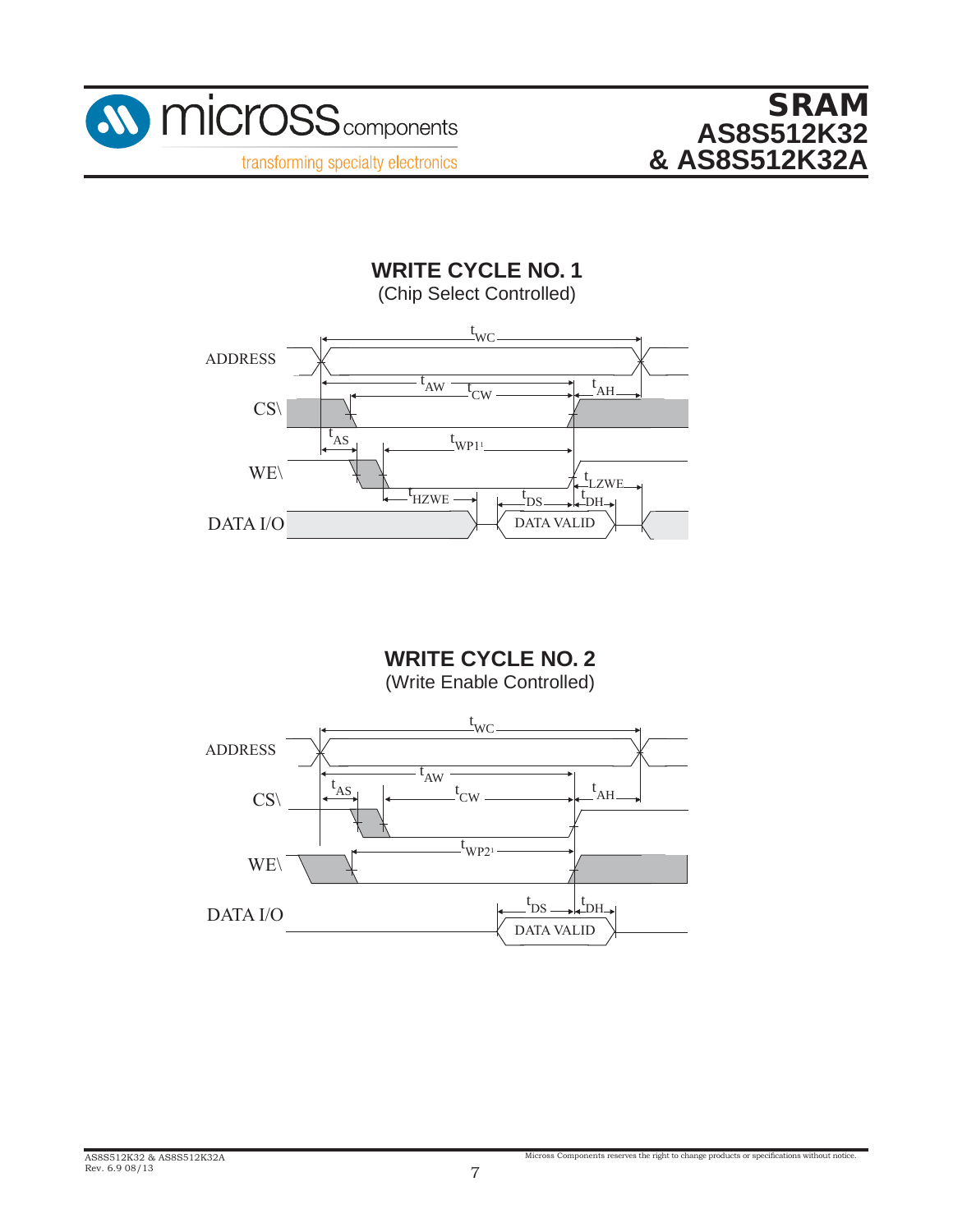## WRITE CYCLE NO. 1

(Chip Select Controlled)

ADDRESS

CS\

WE\

DATA I/O

$t_{WC}$ $t_{AW}$ $t_{CW}$ $t_{AH}$ $t_{AS}$ $t_{WP1}$[1] $t_{HZWE}$ $t_{DS}$ $t_{DH}$ $t_{LZWE}$

DATA VALID

## WRITE CYCLE NO. 2

(Write Enable Controlled)

ADDRESS

CS\

WE\

DATA I/O

$t_{WC}$ $t_{AW}$ $t_{AS}$ $t_{CW}$ $t_{AH}$ $t_{WP2}$[1] $t_{DS}$ $t_{DH}$

DATA VALID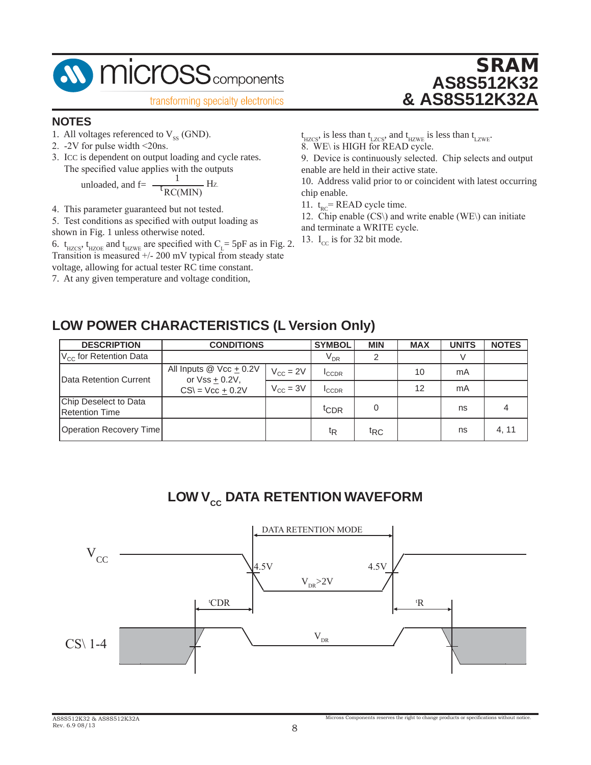## NOTES

1. All voltages referenced to $V_{SS}$ (GND).
2. -2V for pulse width <20ns.
3. ICC is dependent on output loading and cycle rates. The specified value applies with the outputs unloaded, and $f = \frac{1}{t_{RC(MIN)}}$ Hz.
4. This parameter guaranteed but not tested.
5. Test conditions as specified with output loading as shown in Fig. 1 unless otherwise noted.
6. $t_{HZCS}$, $t_{HZOE}$ and $t_{HZWE}$ are specified with $C_L$ = 5pF as in Fig. 2. Transition is measured +/- 200 mV typical from steady state voltage, allowing for actual tester RC time constant.
7. At any given temperature and voltage condition, $t_{HZCS}$, is less than $t_{LZCS}$, and $t_{HZWE}$ is less than $t_{LZWE}$.
8. WE\ is HIGH for READ cycle.
9. Device is continuously selected. Chip selects and output enable are held in their active state.
10. Address valid prior to or coincident with latest occurring chip enable.
11. $t_{RC}$ = READ cycle time.
12. Chip enable (CS\) and write enable (WE\) can initiate and terminate a WRITE cycle.
13. $I_{CC}$ is for 32 bit mode.

## LOW POWER CHARACTERISTICS (L Version Only)

| DESCRIPTION | CONDITIONS | | SYMBOL | MIN | MAX | UNITS | NOTES |
|---|---|---|---|---|---|---|---|
| $V_{CC}$ for Retention Data | | | $V_{DR}$ | 2 | | V | |
| Data Retention Current | All Inputs @ Vcc ± 0.2V or Vss ± 0.2V, CS\ = Vcc ± 0.2V | $V_{CC}$ = 2V | $I_{CCDR}$ | | 10 | mA | |
| | | $V_{CC}$ = 3V | $I_{CCDR}$ | | 12 | mA | |
| Chip Deselect to Data Retention Time | | | $t_{CDR}$ | 0 | | ns | 4 |
| Operation Recovery Time | | | $t_R$ | $t_{RC}$ | | ns | 4, 11 |

## LOW $V_{CC}$ DATA RETENTION WAVEFORM

DATA RETENTION MODE

$V_{CC}$

4.5V

4.5V

$V_{DR}$>2V

$t_{CDR}$

$t_R$

CS\ 1-4

$V_{DR}$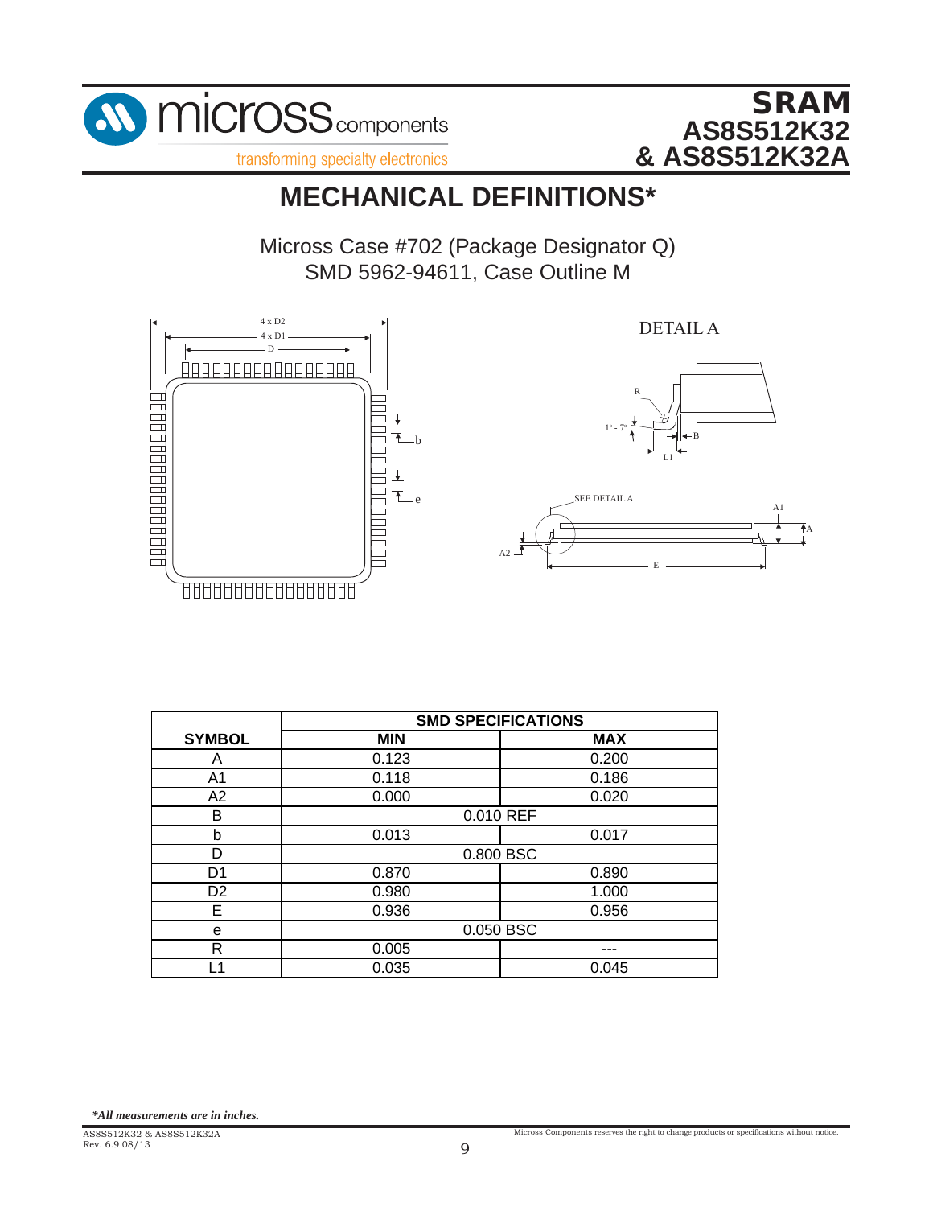# MECHANICAL DEFINITIONS*

Micross Case #702 (Package Designator Q)
SMD 5962-94611, Case Outline M

| SYMBOL | SMD SPECIFICATIONS | |
|---|---|---|
| | MIN | MAX |
| A | 0.123 | 0.200 |
| A1 | 0.118 | 0.186 |
| A2 | 0.000 | 0.020 |
| B | 0.010 REF | |
| b | 0.013 | 0.017 |
| D | 0.800 BSC | |
| D1 | 0.870 | 0.890 |
| D2 | 0.980 | 1.000 |
| E | 0.936 | 0.956 |
| e | 0.050 BSC | |
| R | 0.005 | --- |
| L1 | 0.035 | 0.045 |

*All measurements are in inches.*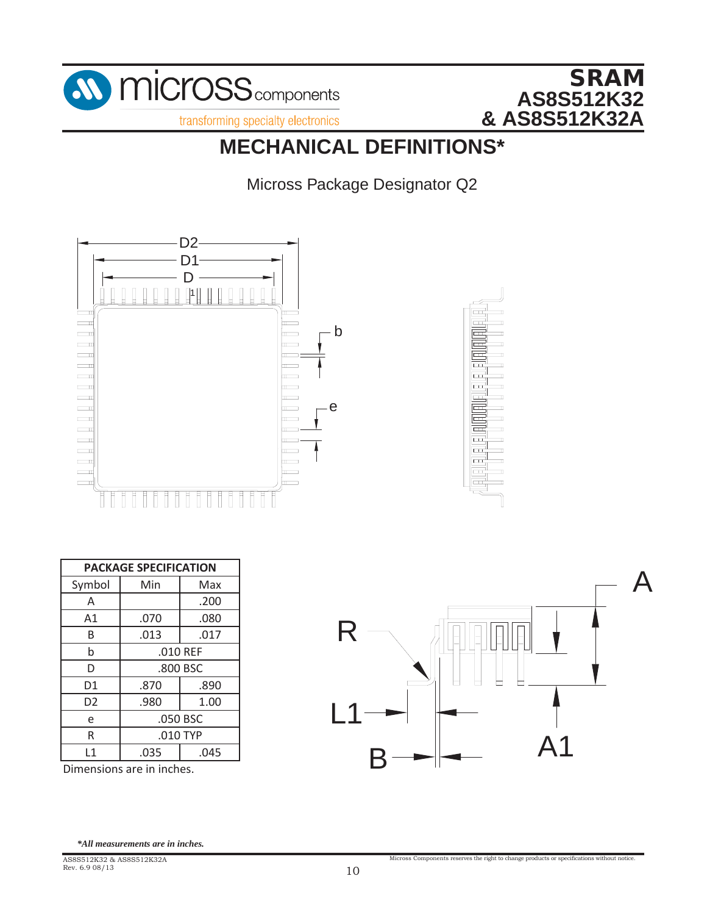# MECHANICAL DEFINITIONS*

Micross Package Designator Q2

| PACKAGE SPECIFICATION | | |
|---|---|---|
| Symbol | Min | Max |
| A | | .200 |
| A1 | .070 | .080 |
| B | .013 | .017 |
| b | .010 REF | |
| D | .800 BSC | |
| D1 | .870 | .890 |
| D2 | .980 | 1.00 |
| e | .050 BSC | |
| R | .010 TYP | |
| L1 | .035 | .045 |

Dimensions are in inches.

*\*All measurements are in inches.*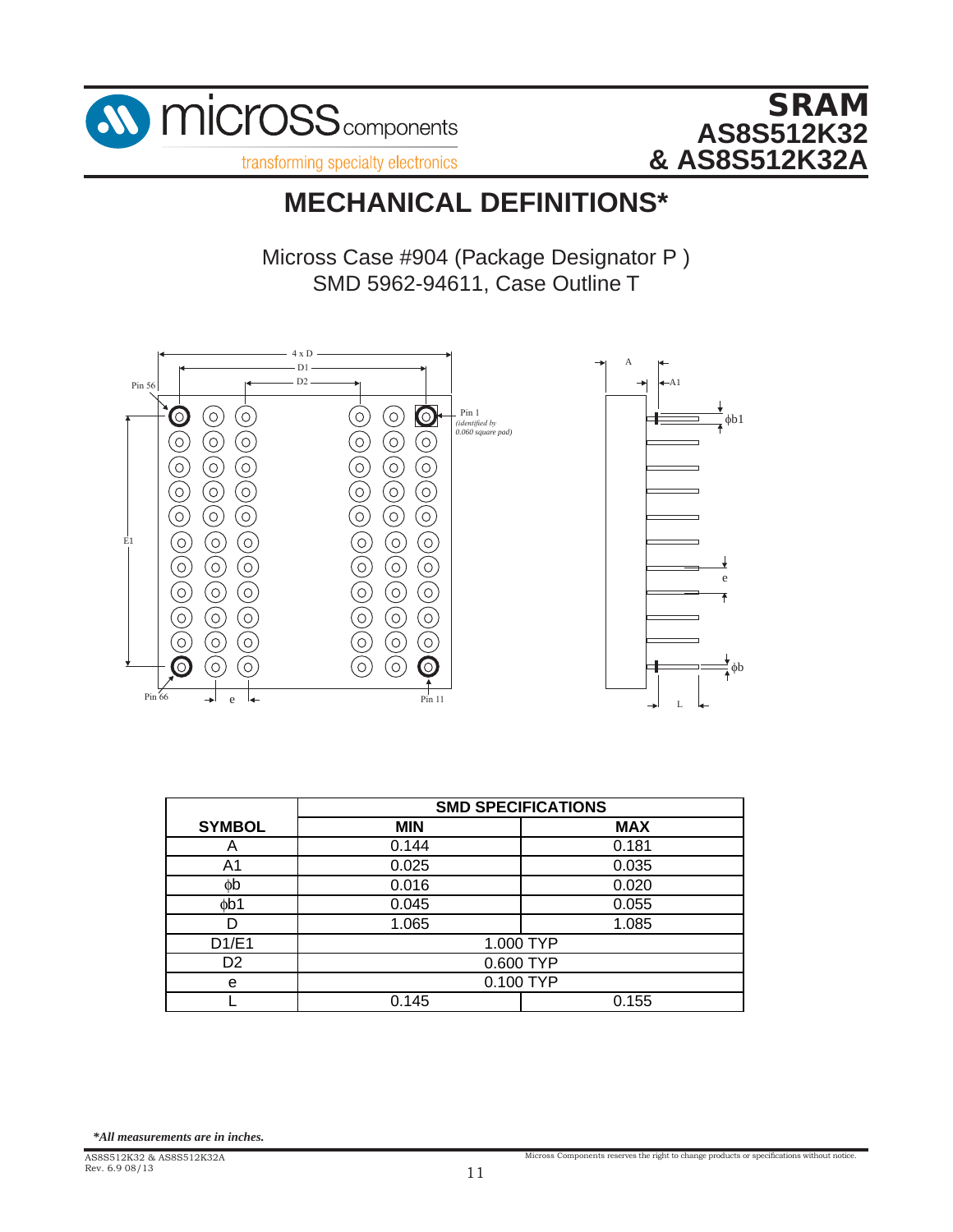# MECHANICAL DEFINITIONS*

Micross Case #904 (Package Designator P )
SMD 5962-94611, Case Outline T

| SYMBOL | SMD SPECIFICATIONS | |
|---|---|---|
| | MIN | MAX |
| A | 0.144 | 0.181 |
| A1 | 0.025 | 0.035 |
| ϕb | 0.016 | 0.020 |
| ϕb1 | 0.045 | 0.055 |
| D | 1.065 | 1.085 |
| D1/E1 | 1.000 TYP | |
| D2 | 0.600 TYP | |
| e | 0.100 TYP | |
| L | 0.145 | 0.155 |

***All measurements are in inches.***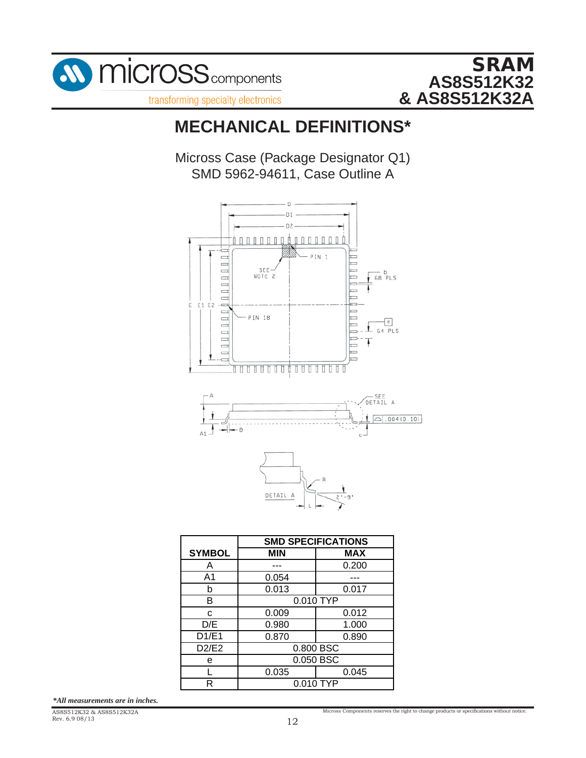# MECHANICAL DEFINITIONS*

Micross Case (Package Designator Q1)
SMD 5962-94611, Case Outline A

| SYMBOL | SMD SPECIFICATIONS | |
|---|---|---|
| | MIN | MAX |
| A | --- | 0.200 |
| A1 | 0.054 | --- |
| b | 0.013 | 0.017 |
| B | 0.010 TYP | |
| c | 0.009 | 0.012 |
| D/E | 0.980 | 1.000 |
| D1/E1 | 0.870 | 0.890 |
| D2/E2 | 0.800 BSC | |
| e | 0.050 BSC | |
| L | 0.035 | 0.045 |
| R | 0.010 TYP | |

***All measurements are in inches.***

Micross Components reserves the right to change products or specifications without notice.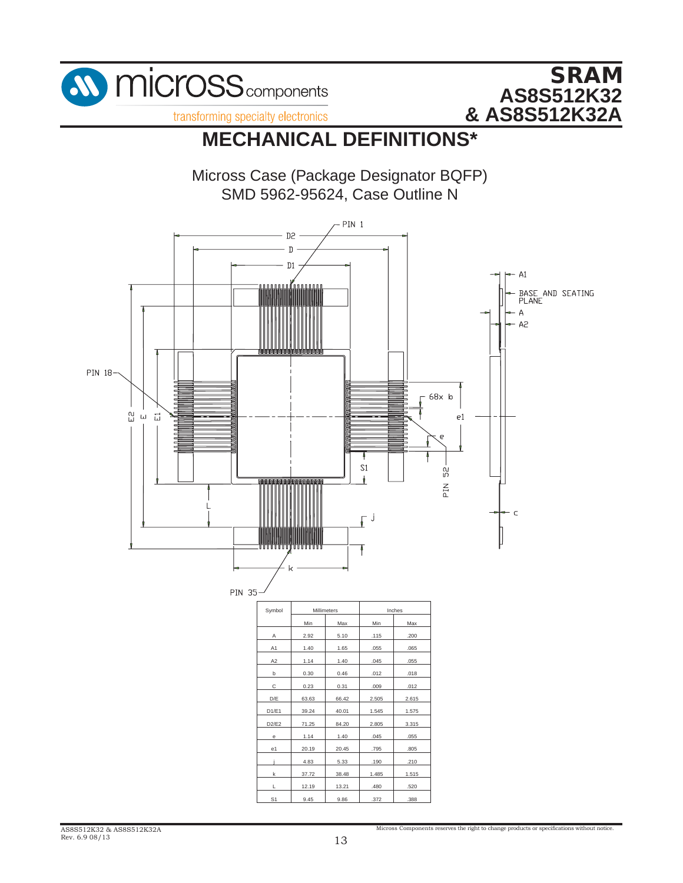# MECHANICAL DEFINITIONS*

Micross Case (Package Designator BQFP)
SMD 5962-95624, Case Outline N

| Symbol | Millimeters | | Inches | |
|---|---|---|---|---|
| | Min | Max | Min | Max |
| A | 2.92 | 5.10 | .115 | .200 |
| A1 | 1.40 | 1.65 | .055 | .065 |
| A2 | 1.14 | 1.40 | .045 | .055 |
| b | 0.30 | 0.46 | .012 | .018 |
| C | 0.23 | 0.31 | .009 | .012 |
| D/E | 63.63 | 66.42 | 2.505 | 2.615 |
| D1/E1 | 39.24 | 40.01 | 1.545 | 1.575 |
| D2/E2 | 71.25 | 84.20 | 2.805 | 3.315 |
| e | 1.14 | 1.40 | .045 | .055 |
| e1 | 20.19 | 20.45 | .795 | .805 |
| j | 4.83 | 5.33 | .190 | .210 |
| k | 37.72 | 38.48 | 1.485 | 1.515 |
| L | 12.19 | 13.21 | .480 | .520 |
| S1 | 9.45 | 9.86 | .372 | .388 |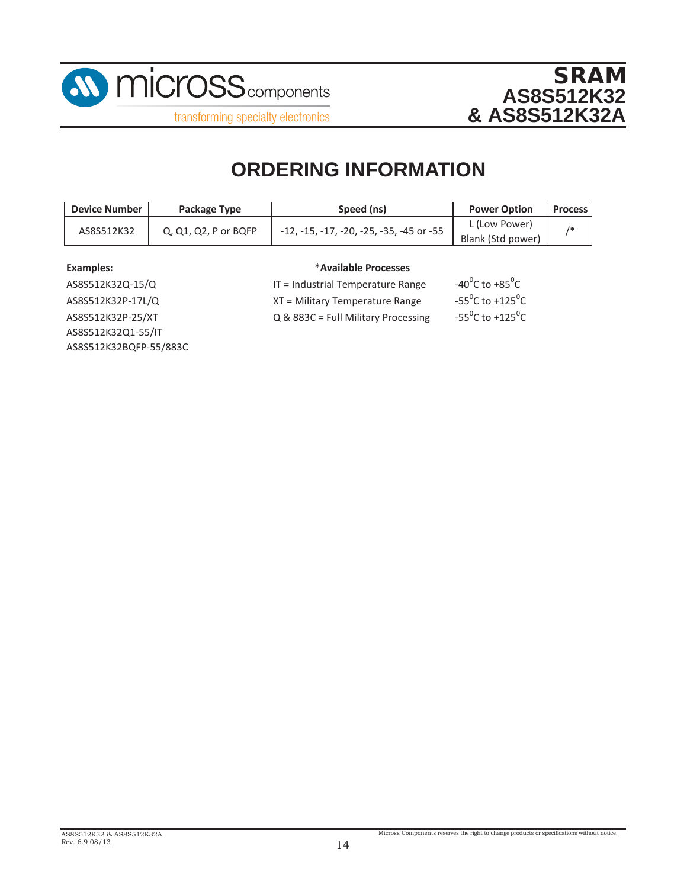# ORDERING INFORMATION

| Device Number | Package Type | Speed (ns) | Power Option | Process |
|---|---|---|---|---|
| AS8S512K32 | Q, Q1, Q2, P or BQFP | -12, -15, -17, -20, -25, -35, -45 or -55 | L (Low Power)<br>Blank (Std power) | /* |

**Examples:**

AS8S512K32Q-15/Q
AS8S512K32P-17L/Q
AS8S512K32P-25/XT
AS8S512K32Q1-55/IT
AS8S512K32BQFP-55/883C

**\*Available Processes**

| | |
|---|---|
| IT = Industrial Temperature Range | $-40^{0}$C to $+85^{0}$C |
| XT = Military Temperature Range | $-55^{0}$C to $+125^{0}$C |
| Q & 883C = Full Military Processing | $-55^{0}$C to $+125^{0}$C |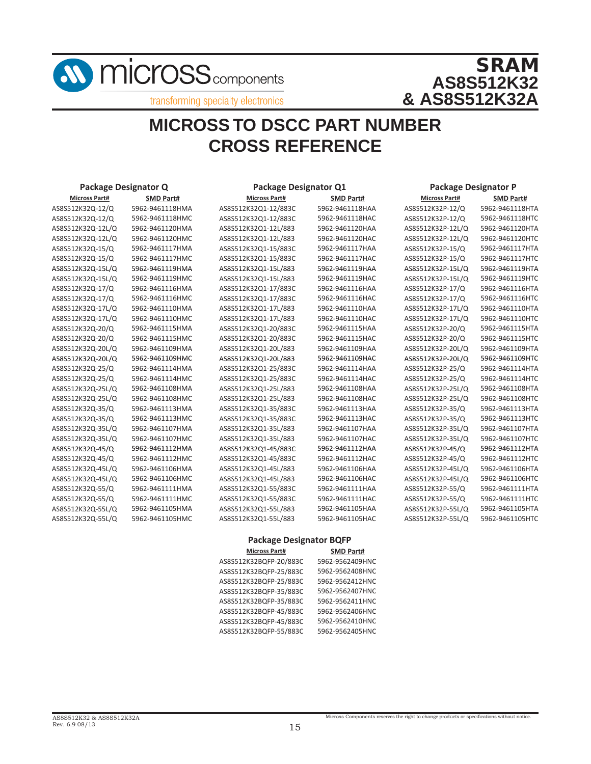# MICROSS TO DSCC PART NUMBER CROSS REFERENCE

### Package Designator Q

| Micross Part# | SMD Part# |
|---|---|
| AS8S512K32Q-12/Q | 5962-9461118HMA |
| AS8S512K32Q-12/Q | 5962-9461118HMC |
| AS8S512K32Q-12L/Q | 5962-9461120HMA |
| AS8S512K32Q-12L/Q | 5962-9461120HMC |
| AS8S512K32Q-15/Q | 5962-9461117HMA |
| AS8S512K32Q-15/Q | 5962-9461117HMC |
| AS8S512K32Q-15L/Q | 5962-9461119HMA |
| AS8S512K32Q-15L/Q | 5962-9461119HMC |
| AS8S512K32Q-17/Q | 5962-9461116HMA |
| AS8S512K32Q-17/Q | 5962-9461116HMC |
| AS8S512K32Q-17L/Q | 5962-9461110HMA |
| AS8S512K32Q-17L/Q | 5962-9461110HMC |
| AS8S512K32Q-20/Q | 5962-9461115HMA |
| AS8S512K32Q-20/Q | 5962-9461115HMC |
| AS8S512K32Q-20L/Q | 5962-9461109HMA |
| AS8S512K32Q-20L/Q | 5962-9461109HMC |
| AS8S512K32Q-25/Q | 5962-9461114HMA |
| AS8S512K32Q-25/Q | 5962-9461114HMC |
| AS8S512K32Q-25L/Q | 5962-9461108HMA |
| AS8S512K32Q-25L/Q | 5962-9461108HMC |
| AS8S512K32Q-35/Q | 5962-9461113HMA |
| AS8S512K32Q-35/Q | 5962-9461113HMC |
| AS8S512K32Q-35L/Q | 5962-9461107HMA |
| AS8S512K32Q-35L/Q | 5962-9461107HMC |
| AS8S512K32Q-45/Q | 5962-9461112HMA |
| AS8S512K32Q-45/Q | 5962-9461112HMC |
| AS8S512K32Q-45L/Q | 5962-9461106HMA |
| AS8S512K32Q-45L/Q | 5962-9461106HMC |
| AS8S512K32Q-55/Q | 5962-9461111HMA |
| AS8S512K32Q-55/Q | 5962-9461111HMC |
| AS8S512K32Q-55L/Q | 5962-9461105HMA |
| AS8S512K32Q-55L/Q | 5962-9461105HMC |

### Package Designator Q1

| Micross Part# | SMD Part# |
|---|---|
| AS8S512K32Q1-12/883C | 5962-9461118HAA |
| AS8S512K32Q1-12/883C | 5962-9461118HAC |
| AS8S512K32Q1-12L/883 | 5962-9461120HAA |
| AS8S512K32Q1-12L/883 | 5962-9461120HAC |
| AS8S512K32Q1-15/883C | 5962-9461117HAA |
| AS8S512K32Q1-15/883C | 5962-9461117HAC |
| AS8S512K32Q1-15L/883 | 5962-9461119HAA |
| AS8S512K32Q1-15L/883 | 5962-9461119HAC |
| AS8S512K32Q1-17/883C | 5962-9461116HAA |
| AS8S512K32Q1-17/883C | 5962-9461116HAC |
| AS8S512K32Q1-17L/883 | 5962-9461110HAA |
| AS8S512K32Q1-17L/883 | 5962-9461110HAC |
| AS8S512K32Q1-20/883C | 5962-9461115HAA |
| AS8S512K32Q1-20/883C | 5962-9461115HAC |
| AS8S512K32Q1-20L/883 | 5962-9461109HAA |
| AS8S512K32Q1-20L/883 | 5962-9461109HAC |
| AS8S512K32Q1-25/883C | 5962-9461114HAA |
| AS8S512K32Q1-25/883C | 5962-9461114HAC |
| AS8S512K32Q1-25L/883 | 5962-9461108HAA |
| AS8S512K32Q1-25L/883 | 5962-9461108HAC |
| AS8S512K32Q1-35/883C | 5962-9461113HAA |
| AS8S512K32Q1-35/883C | 5962-9461113HAC |
| AS8S512K32Q1-35L/883 | 5962-9461107HAA |
| AS8S512K32Q1-35L/883 | 5962-9461107HAC |
| AS8S512K32Q1-45/883C | 5962-9461112HAA |
| AS8S512K32Q1-45/883C | 5962-9461112HAC |
| AS8S512K32Q1-45L/883 | 5962-9461106HAA |
| AS8S512K32Q1-45L/883 | 5962-9461106HAC |
| AS8S512K32Q1-55/883C | 5962-9461111HAA |
| AS8S512K32Q1-55/883C | 5962-9461111HAC |
| AS8S512K32Q1-55L/883 | 5962-9461105HAA |
| AS8S512K32Q1-55L/883 | 5962-9461105HAC |

### Package Designator P

| Micross Part# | SMD Part# |
|---|---|
| AS8S512K32P-12/Q | 5962-9461118HTA |
| AS8S512K32P-12/Q | 5962-9461118HTC |
| AS8S512K32P-12L/Q | 5962-9461120HTA |
| AS8S512K32P-12L/Q | 5962-9461120HTC |
| AS8S512K32P-15/Q | 5962-9461117HTA |
| AS8S512K32P-15/Q | 5962-9461117HTC |
| AS8S512K32P-15L/Q | 5962-9461119HTA |
| AS8S512K32P-15L/Q | 5962-9461119HTC |
| AS8S512K32P-17/Q | 5962-9461116HTA |
| AS8S512K32P-17/Q | 5962-9461116HTC |
| AS8S512K32P-17L/Q | 5962-9461110HTA |
| AS8S512K32P-17L/Q | 5962-9461110HTC |
| AS8S512K32P-20/Q | 5962-9461115HTA |
| AS8S512K32P-20/Q | 5962-9461115HTC |
| AS8S512K32P-20L/Q | 5962-9461109HTA |
| AS8S512K32P-20L/Q | 5962-9461109HTC |
| AS8S512K32P-25/Q | 5962-9461114HTA |
| AS8S512K32P-25/Q | 5962-9461114HTC |
| AS8S512K32P-25L/Q | 5962-9461108HTA |
| AS8S512K32P-25L/Q | 5962-9461108HTC |
| AS8S512K32P-35/Q | 5962-9461113HTA |
| AS8S512K32P-35/Q | 5962-9461113HTC |
| AS8S512K32P-35L/Q | 5962-9461107HTA |
| AS8S512K32P-35L/Q | 5962-9461107HTC |
| AS8S512K32P-45/Q | 5962-9461112HTA |
| AS8S512K32P-45/Q | 5962-9461112HTC |
| AS8S512K32P-45L/Q | 5962-9461106HTA |
| AS8S512K32P-45L/Q | 5962-9461106HTC |
| AS8S512K32P-55/Q | 5962-9461111HTA |
| AS8S512K32P-55/Q | 5962-9461111HTC |
| AS8S512K32P-55L/Q | 5962-9461105HTA |
| AS8S512K32P-55L/Q | 5962-9461105HTC |

### Package Designator BQFP

| Micross Part# | SMD Part# |
|---|---|
| AS8S512K32BQFP-20/883C | 5962-9562409HNC |
| AS8S512K32BQFP-25/883C | 5962-9562408HNC |
| AS8S512K32BQFP-25/883C | 5962-9562412HNC |
| AS8S512K32BQFP-35/883C | 5962-9562407HNC |
| AS8S512K32BQFP-35/883C | 5962-9562411HNC |
| AS8S512K32BQFP-45/883C | 5962-9562406HNC |
| AS8S512K32BQFP-45/883C | 5962-9562410HNC |
| AS8S512K32BQFP-55/883C | 5962-9562405HNC |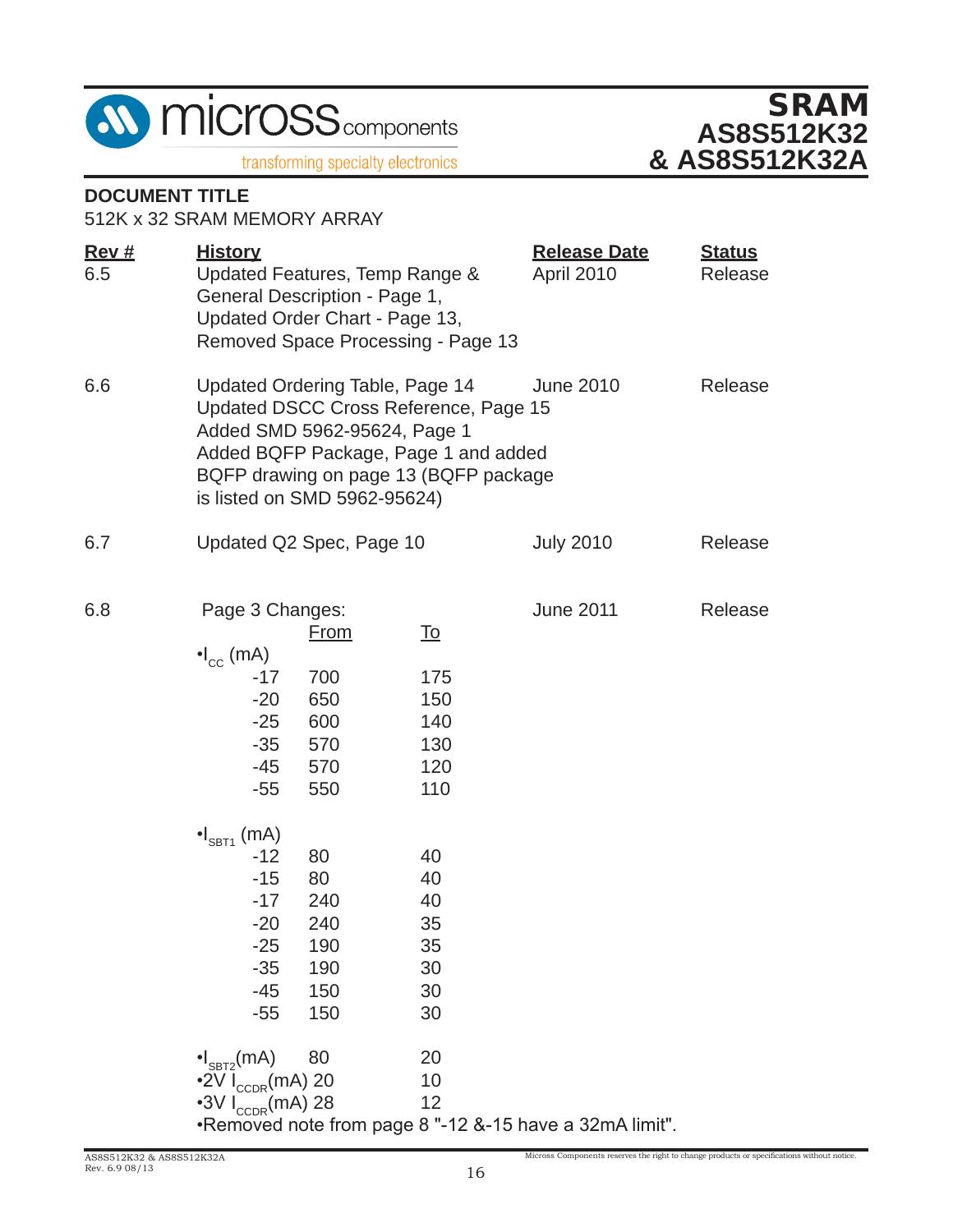**DOCUMENT TITLE**

512K x 32 SRAM MEMORY ARRAY

| Rev # | History | Release Date | Status |
|---|---|---|---|
| 6.5 | Updated Features, Temp Range & General Description - Page 1, Updated Order Chart - Page 13, Removed Space Processing - Page 13 | April 2010 | Release |
| 6.6 | Updated Ordering Table, Page 14 Updated DSCC Cross Reference, Page 15 Added SMD 5962-95624, Page 1 Added BQFP Package, Page 1 and added BQFP drawing on page 13 (BQFP package is listed on SMD 5962-95624) | June 2010 | Release |
| 6.7 | Updated Q2 Spec, Page 10 | July 2010 | Release |
| 6.8 | Page 3 Changes: (see below) | June 2011 | Release |

Page 3 Changes:

| | From | To |
|---|---|---|
| •$I_{CC}$ (mA) | | |
| -17 | 700 | 175 |
| -20 | 650 | 150 |
| -25 | 600 | 140 |
| -35 | 570 | 130 |
| -45 | 570 | 120 |
| -55 | 550 | 110 |
| •$I_{SBT1}$ (mA) | | |
| -12 | 80 | 40 |
| -15 | 80 | 40 |
| -17 | 240 | 40 |
| -20 | 240 | 35 |
| -25 | 190 | 35 |
| -35 | 190 | 30 |
| -45 | 150 | 30 |
| -55 | 150 | 30 |
| •$I_{SBT2}$(mA) | 80 | 20 |
| •2V $I_{CCDR}$(mA) | 20 | 10 |
| •3V $I_{CCDR}$(mA) | 28 | 12 |

•Removed note from page 8 "-12 &-15 have a 32mA limit".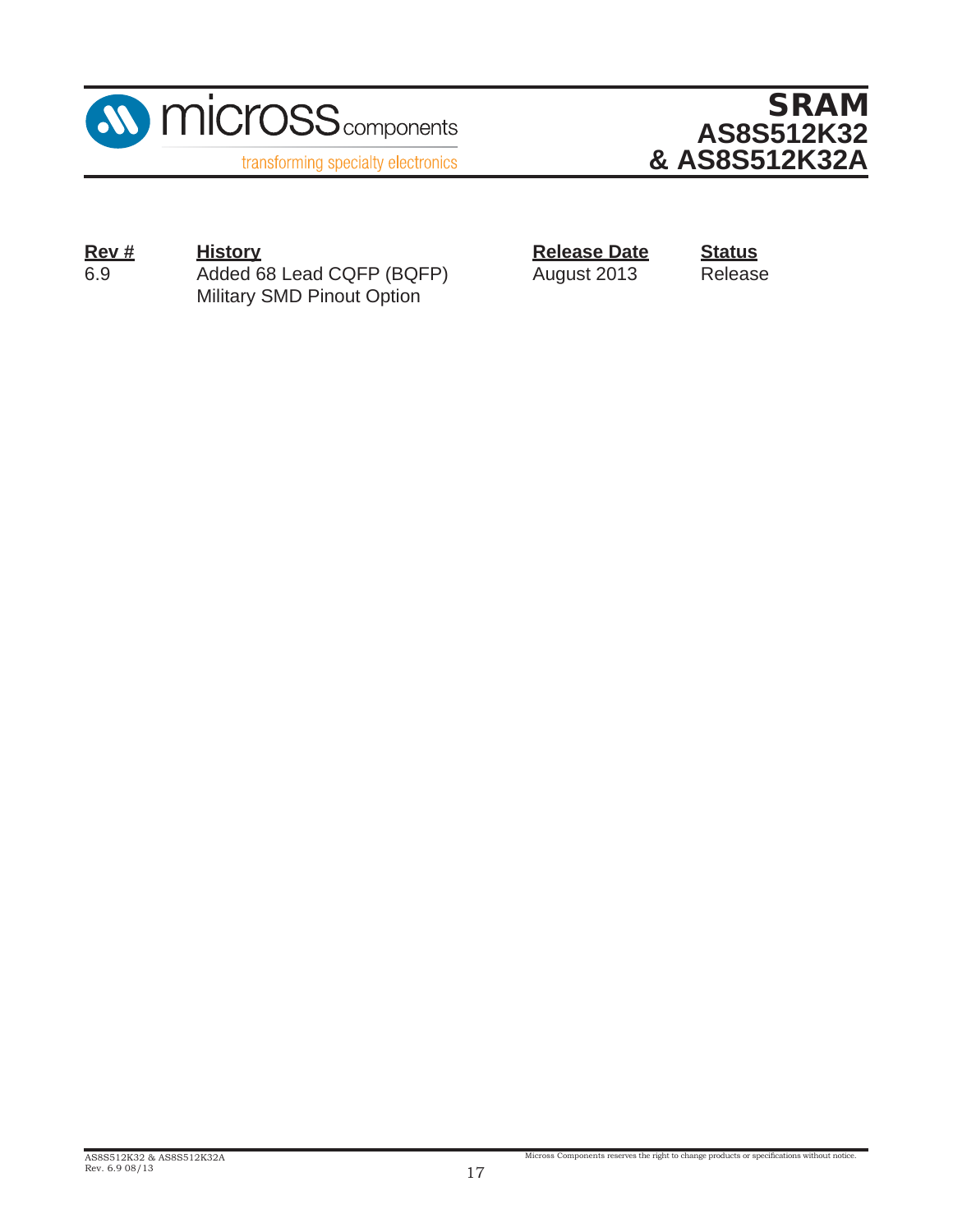| Rev # | History | Release Date | Status |
|---|---|---|---|
| 6.9 | Added 68 Lead CQFP (BQFP) Military SMD Pinout Option | August 2013 | Release |